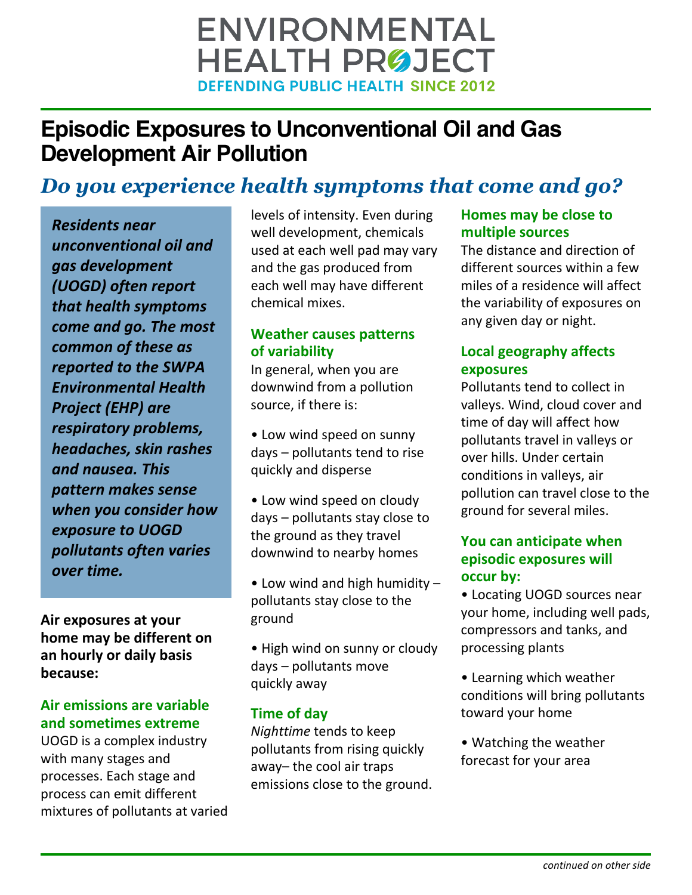# ENVIRONMENTAL HEALTH PROJECT

DEFENDING PUBLIC HEALTH SINCE 2012

## Episodic Exposures to Unconventional Oil and Gas Development Air Pollution

### *Do you experience health symptoms that come and go?*

***Residents near unconventional oil and gas development (UOGD) often report that health symptoms come and go. The most common of these as reported to the SWPA Environmental Health Project (EHP) are respiratory problems, headaches, skin rashes and nausea. This pattern makes sense when you consider how exposure to UOGD pollutants often varies over time.***

**Air exposures at your home may be different on an hourly or daily basis because:**

#### Air emissions are variable and sometimes extreme

UOGD is a complex industry with many stages and processes. Each stage and process can emit different mixtures of pollutants at varied levels of intensity. Even during well development, chemicals used at each well pad may vary and the gas produced from each well may have different chemical mixes.

#### Weather causes patterns of variability

In general, when you are downwind from a pollution source, if there is:

- Low wind speed on sunny days – pollutants tend to rise quickly and disperse
- Low wind speed on cloudy days – pollutants stay close to the ground as they travel downwind to nearby homes
- Low wind and high humidity – pollutants stay close to the ground
- High wind on sunny or cloudy days – pollutants move quickly away

#### Time of day

*Nighttime* tends to keep pollutants from rising quickly away– the cool air traps emissions close to the ground.

#### Homes may be close to multiple sources

The distance and direction of different sources within a few miles of a residence will affect the variability of exposures on any given day or night.

#### Local geography affects exposures

Pollutants tend to collect in valleys. Wind, cloud cover and time of day will affect how pollutants travel in valleys or over hills. Under certain conditions in valleys, air pollution can travel close to the ground for several miles.

#### You can anticipate when episodic exposures will occur by:

- Locating UOGD sources near your home, including well pads, compressors and tanks, and processing plants
- Learning which weather conditions will bring pollutants toward your home
- Watching the weather forecast for your area

*continued on other side*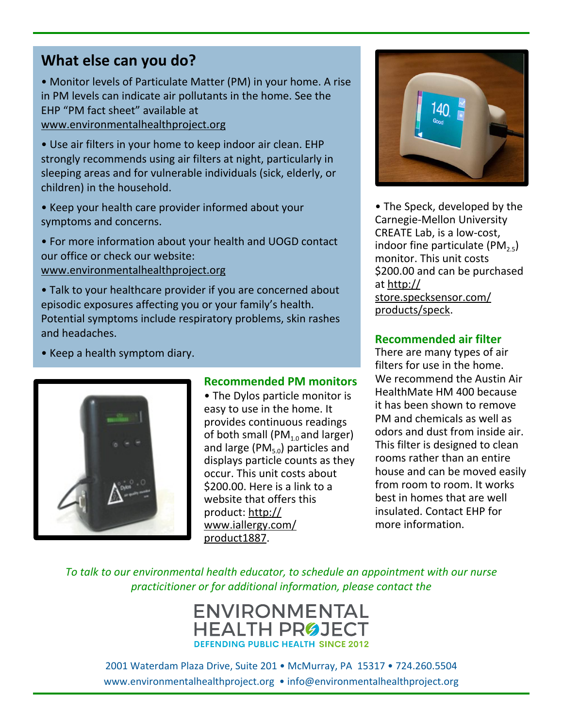## What else can you do?

- Monitor levels of Particulate Matter (PM) in your home. A rise in PM levels can indicate air pollutants in the home. See the EHP "PM fact sheet" available at www.environmentalhealthproject.org
- Use air filters in your home to keep indoor air clean. EHP strongly recommends using air filters at night, particularly in sleeping areas and for vulnerable individuals (sick, elderly, or children) in the household.
- Keep your health care provider informed about your symptoms and concerns.
- For more information about your health and UOGD contact our office or check our website: www.environmentalhealthproject.org
- Talk to your healthcare provider if you are concerned about episodic exposures affecting you or your family's health. Potential symptoms include respiratory problems, skin rashes and headaches.
- Keep a health symptom diary.

### Recommended PM monitors

- The Dylos particle monitor is easy to use in the home. It provides continuous readings of both small ($PM_{1.0}$ and larger) and large ($PM_{5.0}$) particles and displays particle counts as they occur. This unit costs about $200.00. Here is a link to a website that offers this product: http://www.iallergy.com/product1887.
- The Speck, developed by the Carnegie-Mellon University CREATE Lab, is a low-cost, indoor fine particulate ($PM_{2.5}$) monitor. This unit costs $200.00 and can be purchased at http://store.specksensor.com/products/speck.

### Recommended air filter

There are many types of air filters for use in the home. We recommend the Austin Air HealthMate HM 400 because it has been shown to remove PM and chemicals as well as odors and dust from inside air. This filter is designed to clean rooms rather than an entire house and can be moved easily from room to room. It works best in homes that are well insulated. Contact EHP for more information.

*To talk to our environmental health educator, to schedule an appointment with our nurse practicitioner or for additional information, please contact the*

**ENVIRONMENTAL HEALTH PROJECT**
DEFENDING PUBLIC HEALTH SINCE 2012

2001 Waterdam Plaza Drive, Suite 201 • McMurray, PA 15317 • 724.260.5504
www.environmentalhealthproject.org • info@environmentalhealthproject.org